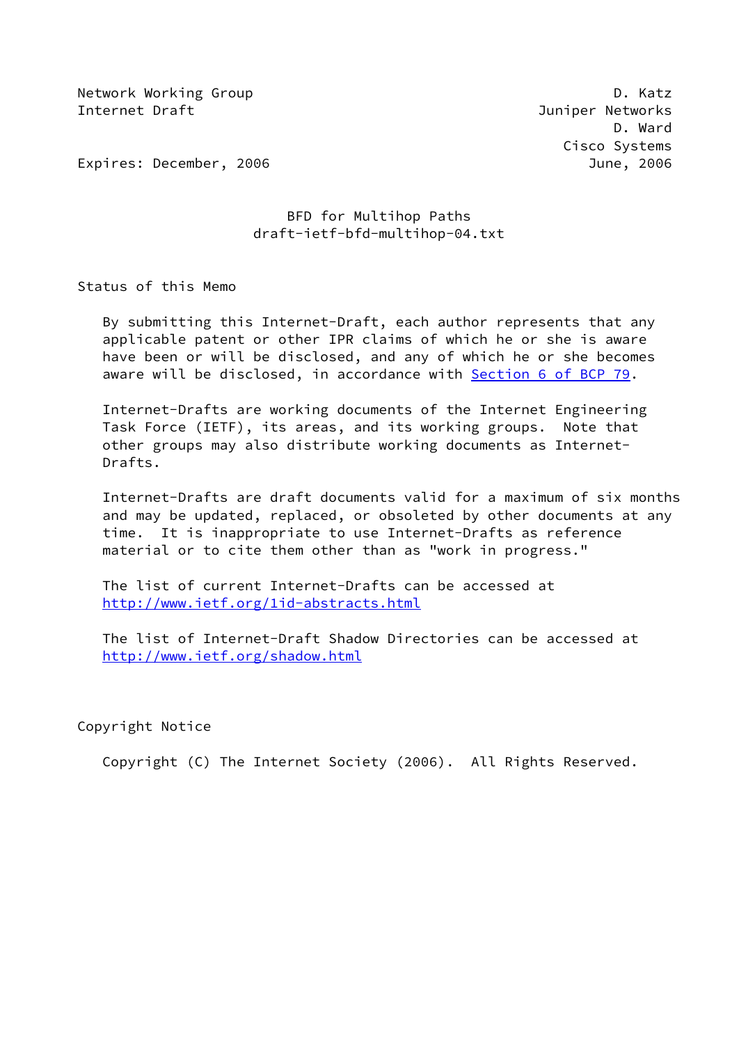Network Working Group D. Katz
Internet Draft Juniper Networks
D. Ward
Cisco Systems
Expires: December, 2006 June, 2006

# BFD for Multihop Paths
draft-ietf-bfd-multihop-04.txt

## Status of this Memo

By submitting this Internet-Draft, each author represents that any applicable patent or other IPR claims of which he or she is aware have been or will be disclosed, and any of which he or she becomes aware will be disclosed, in accordance with Section 6 of BCP 79.

Internet-Drafts are working documents of the Internet Engineering Task Force (IETF), its areas, and its working groups. Note that other groups may also distribute working documents as Internet-Drafts.

Internet-Drafts are draft documents valid for a maximum of six months and may be updated, replaced, or obsoleted by other documents at any time. It is inappropriate to use Internet-Drafts as reference material or to cite them other than as "work in progress."

The list of current Internet-Drafts can be accessed at
http://www.ietf.org/1id-abstracts.html

The list of Internet-Draft Shadow Directories can be accessed at
http://www.ietf.org/shadow.html

## Copyright Notice

Copyright (C) The Internet Society (2006). All Rights Reserved.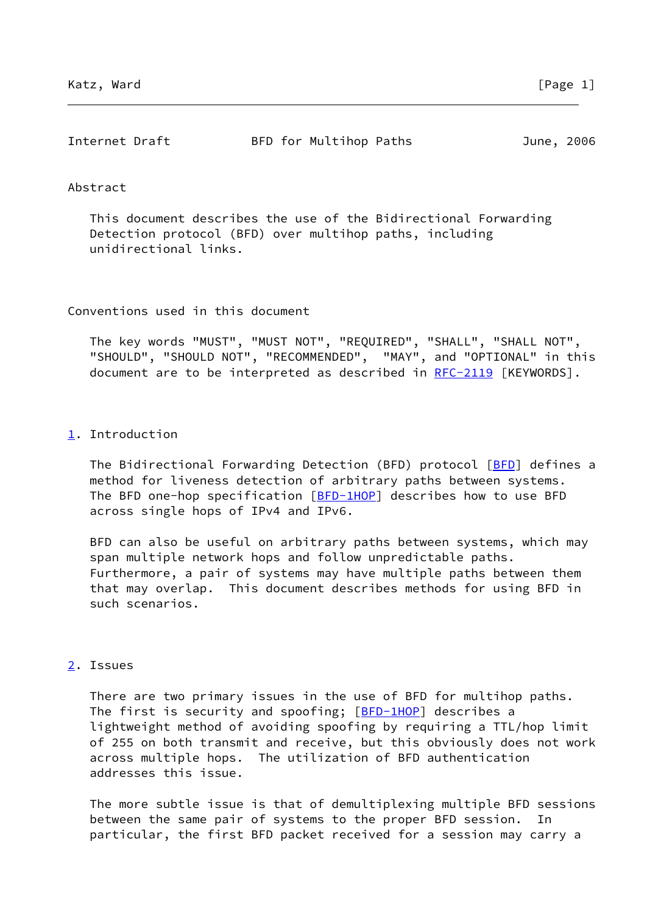## Abstract

This document describes the use of the Bidirectional Forwarding Detection protocol (BFD) over multihop paths, including unidirectional links.

## Conventions used in this document

The key words "MUST", "MUST NOT", "REQUIRED", "SHALL", "SHALL NOT", "SHOULD", "SHOULD NOT", "RECOMMENDED", "MAY", and "OPTIONAL" in this document are to be interpreted as described in RFC-2119 [KEYWORDS].

## 1. Introduction

The Bidirectional Forwarding Detection (BFD) protocol [BFD] defines a method for liveness detection of arbitrary paths between systems. The BFD one-hop specification [BFD-1HOP] describes how to use BFD across single hops of IPv4 and IPv6.

BFD can also be useful on arbitrary paths between systems, which may span multiple network hops and follow unpredictable paths. Furthermore, a pair of systems may have multiple paths between them that may overlap. This document describes methods for using BFD in such scenarios.

## 2. Issues

There are two primary issues in the use of BFD for multihop paths. The first is security and spoofing; [BFD-1HOP] describes a lightweight method of avoiding spoofing by requiring a TTL/hop limit of 255 on both transmit and receive, but this obviously does not work across multiple hops. The utilization of BFD authentication addresses this issue.

The more subtle issue is that of demultiplexing multiple BFD sessions between the same pair of systems to the proper BFD session. In particular, the first BFD packet received for a session may carry a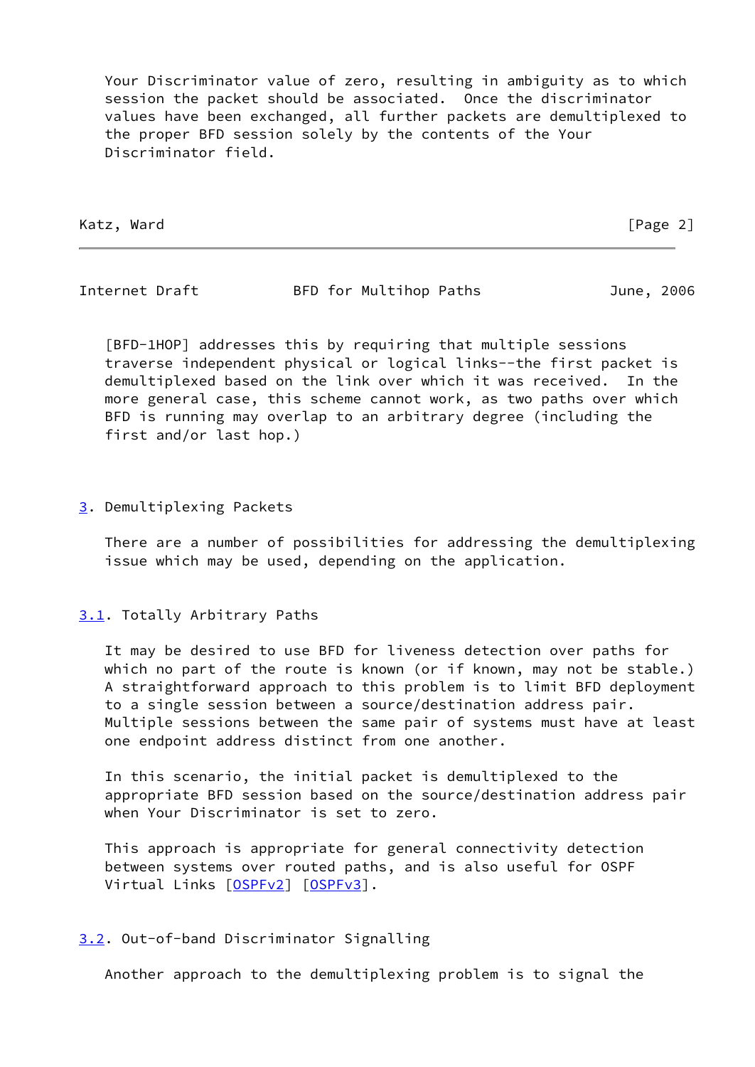Your Discriminator value of zero, resulting in ambiguity as to which session the packet should be associated. Once the discriminator values have been exchanged, all further packets are demultiplexed to the proper BFD session solely by the contents of the Your Discriminator field.

[BFD-1HOP] addresses this by requiring that multiple sessions traverse independent physical or logical links--the first packet is demultiplexed based on the link over which it was received. In the more general case, this scheme cannot work, as two paths over which BFD is running may overlap to an arbitrary degree (including the first and/or last hop.)

## 3. Demultiplexing Packets

There are a number of possibilities for addressing the demultiplexing issue which may be used, depending on the application.

### 3.1. Totally Arbitrary Paths

It may be desired to use BFD for liveness detection over paths for which no part of the route is known (or if known, may not be stable.) A straightforward approach to this problem is to limit BFD deployment to a single session between a source/destination address pair. Multiple sessions between the same pair of systems must have at least one endpoint address distinct from one another.

In this scenario, the initial packet is demultiplexed to the appropriate BFD session based on the source/destination address pair when Your Discriminator is set to zero.

This approach is appropriate for general connectivity detection between systems over routed paths, and is also useful for OSPF Virtual Links [OSPFv2] [OSPFv3].

### 3.2. Out-of-band Discriminator Signalling

Another approach to the demultiplexing problem is to signal the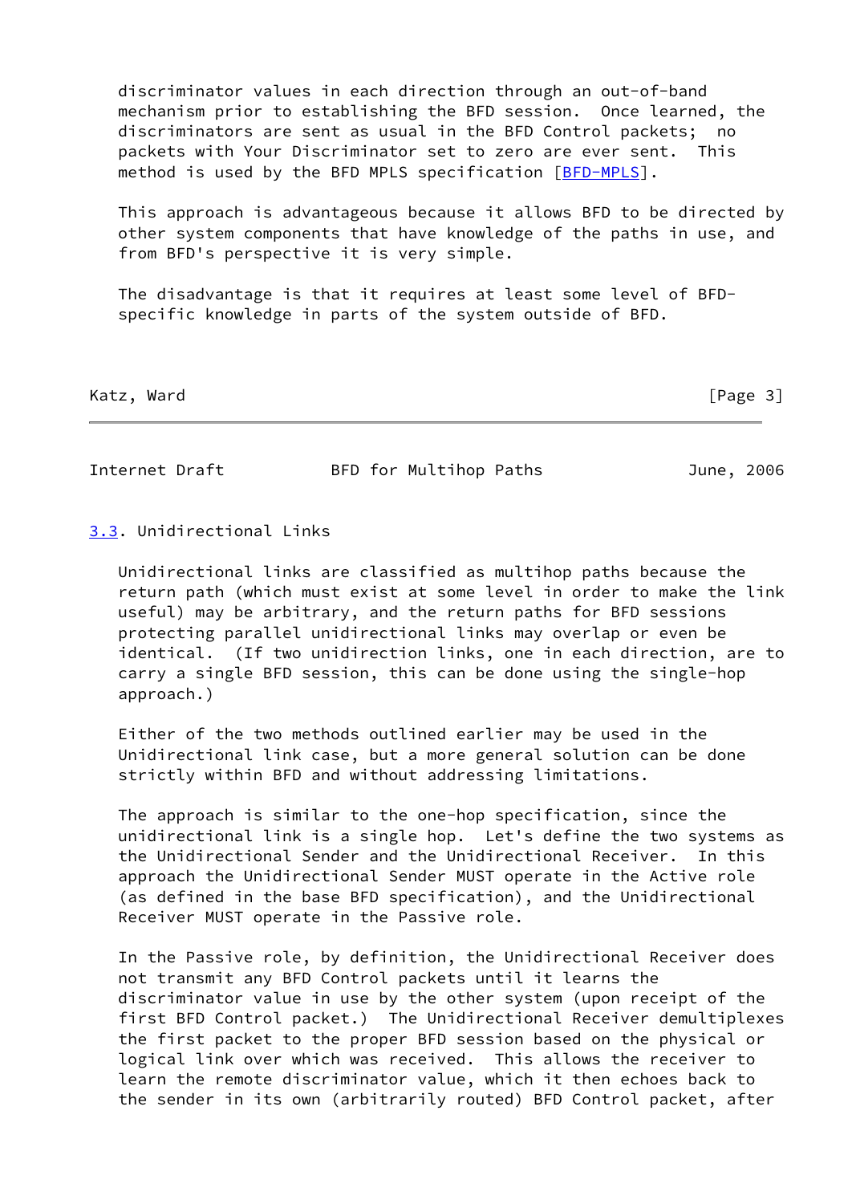discriminator values in each direction through an out-of-band mechanism prior to establishing the BFD session. Once learned, the discriminators are sent as usual in the BFD Control packets; no packets with Your Discriminator set to zero are ever sent. This method is used by the BFD MPLS specification [BFD-MPLS].

This approach is advantageous because it allows BFD to be directed by other system components that have knowledge of the paths in use, and from BFD's perspective it is very simple.

The disadvantage is that it requires at least some level of BFD-specific knowledge in parts of the system outside of BFD.

## 3.3. Unidirectional Links

Unidirectional links are classified as multihop paths because the return path (which must exist at some level in order to make the link useful) may be arbitrary, and the return paths for BFD sessions protecting parallel unidirectional links may overlap or even be identical. (If two unidirection links, one in each direction, are to carry a single BFD session, this can be done using the single-hop approach.)

Either of the two methods outlined earlier may be used in the Unidirectional link case, but a more general solution can be done strictly within BFD and without addressing limitations.

The approach is similar to the one-hop specification, since the unidirectional link is a single hop. Let's define the two systems as the Unidirectional Sender and the Unidirectional Receiver. In this approach the Unidirectional Sender MUST operate in the Active role (as defined in the base BFD specification), and the Unidirectional Receiver MUST operate in the Passive role.

In the Passive role, by definition, the Unidirectional Receiver does not transmit any BFD Control packets until it learns the discriminator value in use by the other system (upon receipt of the first BFD Control packet.) The Unidirectional Receiver demultiplexes the first packet to the proper BFD session based on the physical or logical link over which was received. This allows the receiver to learn the remote discriminator value, which it then echoes back to the sender in its own (arbitrarily routed) BFD Control packet, after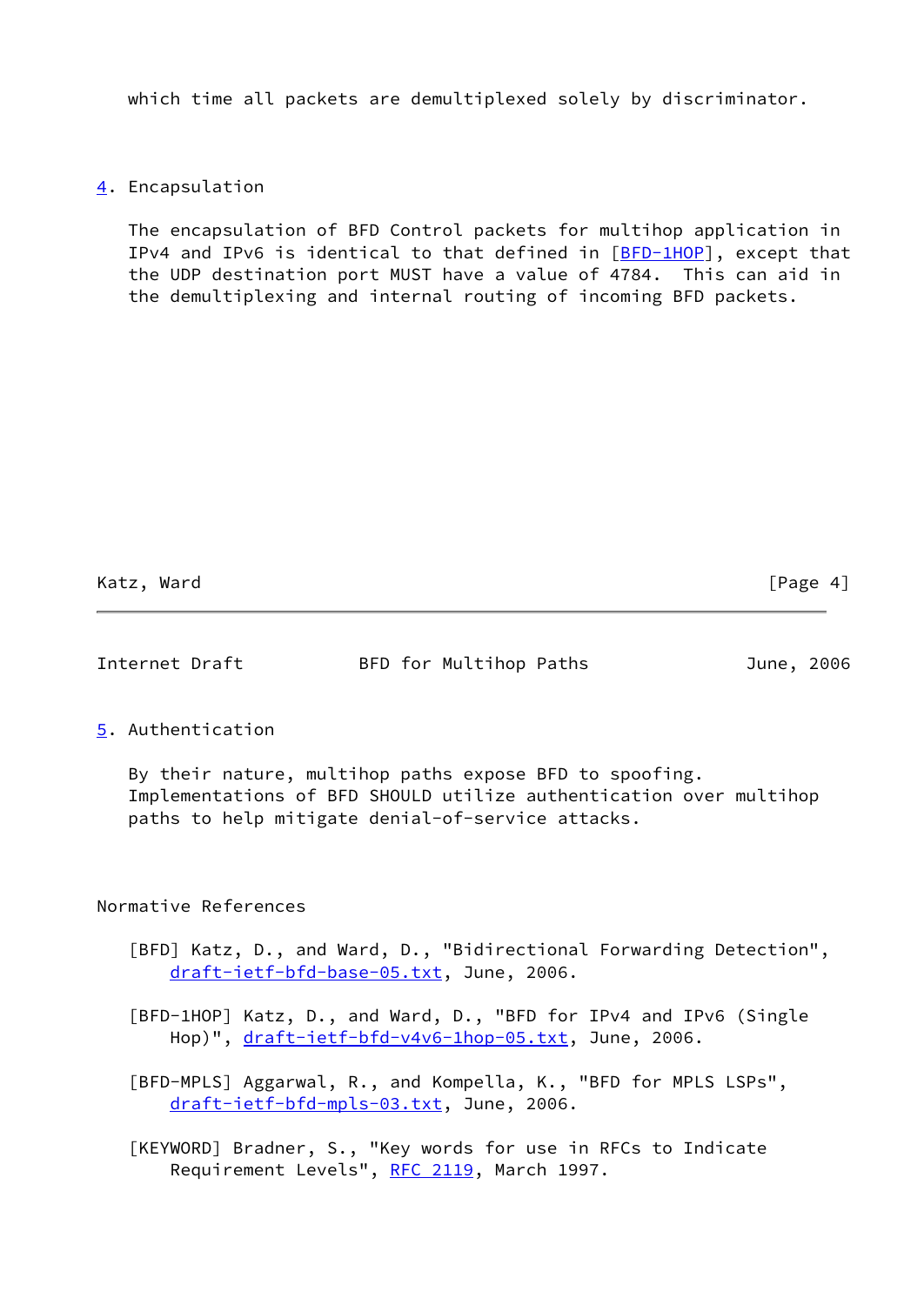which time all packets are demultiplexed solely by discriminator.

## 4. Encapsulation

The encapsulation of BFD Control packets for multihop application in IPv4 and IPv6 is identical to that defined in [BFD-1HOP], except that the UDP destination port MUST have a value of 4784. This can aid in the demultiplexing and internal routing of incoming BFD packets.

## 5. Authentication

By their nature, multihop paths expose BFD to spoofing. Implementations of BFD SHOULD utilize authentication over multihop paths to help mitigate denial-of-service attacks.

## Normative References

[BFD] Katz, D., and Ward, D., "Bidirectional Forwarding Detection", draft-ietf-bfd-base-05.txt, June, 2006.

[BFD-1HOP] Katz, D., and Ward, D., "BFD for IPv4 and IPv6 (Single Hop)", draft-ietf-bfd-v4v6-1hop-05.txt, June, 2006.

[BFD-MPLS] Aggarwal, R., and Kompella, K., "BFD for MPLS LSPs", draft-ietf-bfd-mpls-03.txt, June, 2006.

[KEYWORD] Bradner, S., "Key words for use in RFCs to Indicate Requirement Levels", RFC 2119, March 1997.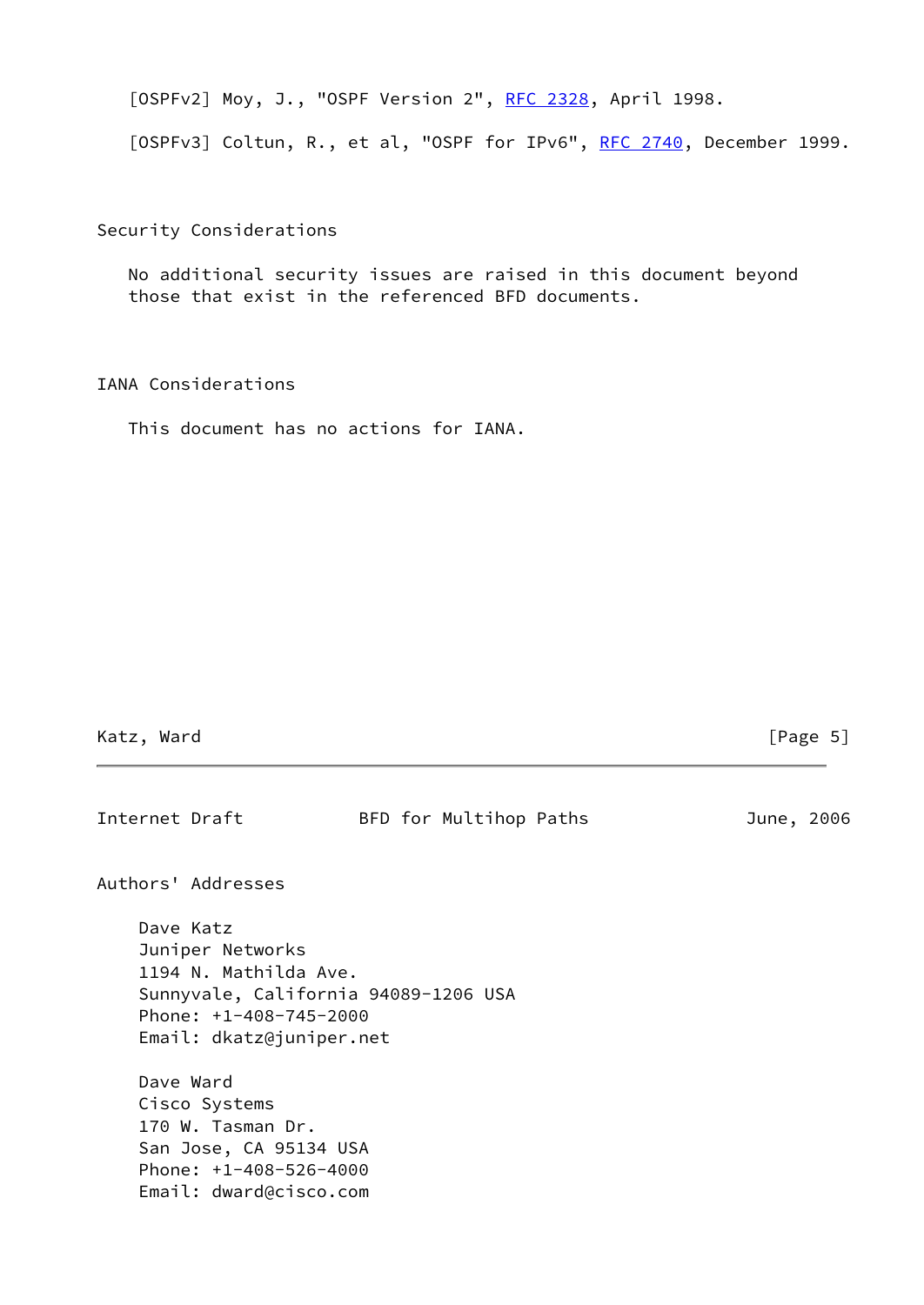[OSPFv2] Moy, J., "OSPF Version 2", RFC 2328, April 1998.

[OSPFv3] Coltun, R., et al, "OSPF for IPv6", RFC 2740, December 1999.

## Security Considerations

No additional security issues are raised in this document beyond those that exist in the referenced BFD documents.

## IANA Considerations

This document has no actions for IANA.

## Authors' Addresses

Dave Katz
Juniper Networks
1194 N. Mathilda Ave.
Sunnyvale, California 94089-1206 USA
Phone: +1-408-745-2000
Email: dkatz@juniper.net

Dave Ward
Cisco Systems
170 W. Tasman Dr.
San Jose, CA 95134 USA
Phone: +1-408-526-4000
Email: dward@cisco.com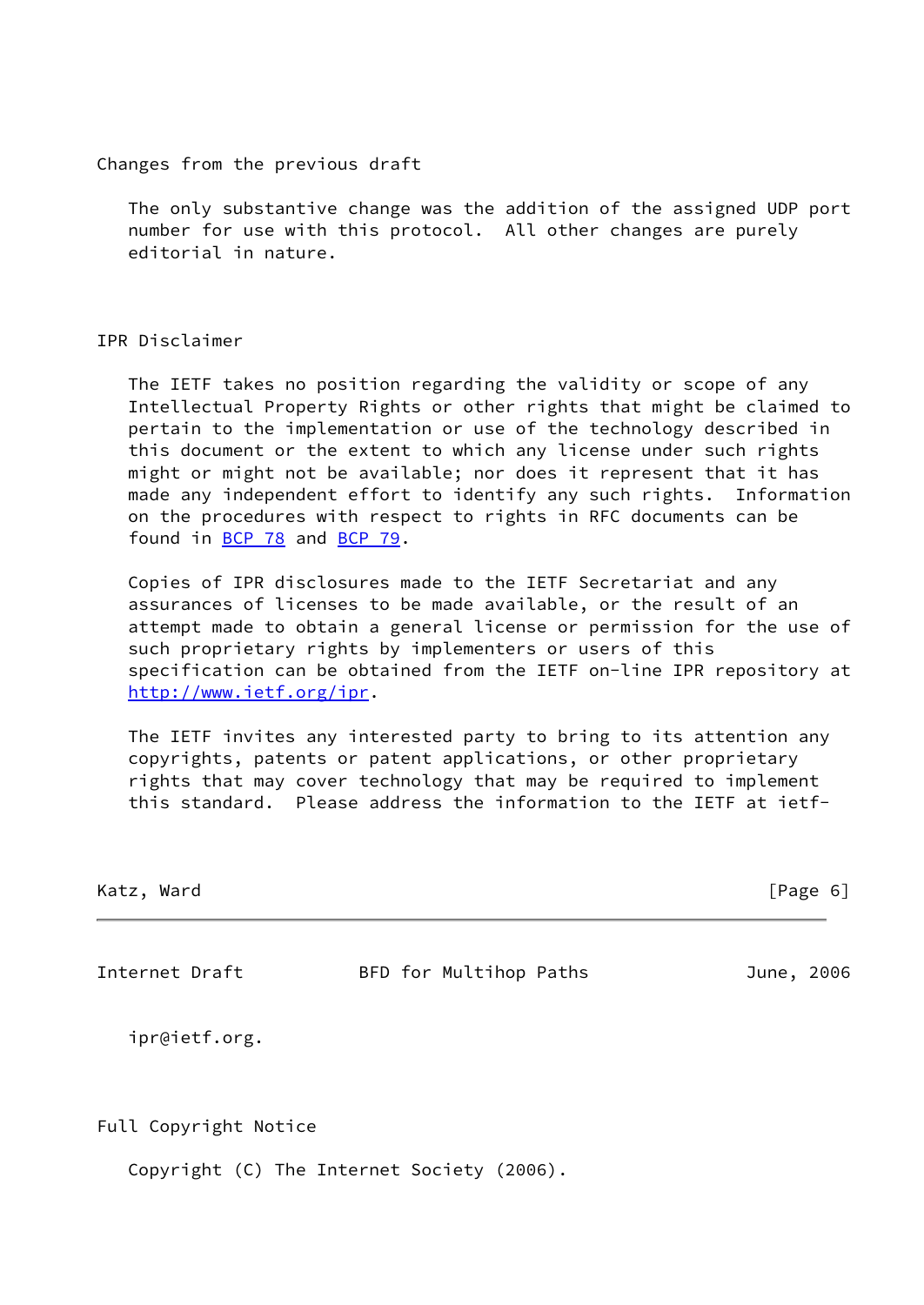## Changes from the previous draft

The only substantive change was the addition of the assigned UDP port number for use with this protocol. All other changes are purely editorial in nature.

## IPR Disclaimer

The IETF takes no position regarding the validity or scope of any Intellectual Property Rights or other rights that might be claimed to pertain to the implementation or use of the technology described in this document or the extent to which any license under such rights might or might not be available; nor does it represent that it has made any independent effort to identify any such rights. Information on the procedures with respect to rights in RFC documents can be found in BCP 78 and BCP 79.

Copies of IPR disclosures made to the IETF Secretariat and any assurances of licenses to be made available, or the result of an attempt made to obtain a general license or permission for the use of such proprietary rights by implementers or users of this specification can be obtained from the IETF on-line IPR repository at http://www.ietf.org/ipr.

The IETF invites any interested party to bring to its attention any copyrights, patents or patent applications, or other proprietary rights that may cover technology that may be required to implement this standard. Please address the information to the IETF at ietf-ipr@ietf.org.

## Full Copyright Notice

Copyright (C) The Internet Society (2006).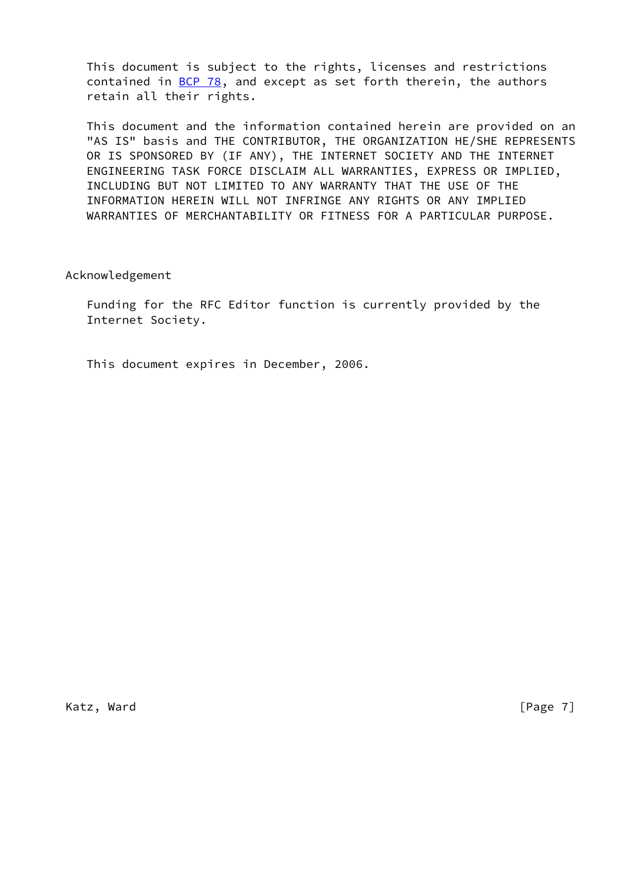This document is subject to the rights, licenses and restrictions contained in BCP 78, and except as set forth therein, the authors retain all their rights.

This document and the information contained herein are provided on an "AS IS" basis and THE CONTRIBUTOR, THE ORGANIZATION HE/SHE REPRESENTS OR IS SPONSORED BY (IF ANY), THE INTERNET SOCIETY AND THE INTERNET ENGINEERING TASK FORCE DISCLAIM ALL WARRANTIES, EXPRESS OR IMPLIED, INCLUDING BUT NOT LIMITED TO ANY WARRANTY THAT THE USE OF THE INFORMATION HEREIN WILL NOT INFRINGE ANY RIGHTS OR ANY IMPLIED WARRANTIES OF MERCHANTABILITY OR FITNESS FOR A PARTICULAR PURPOSE.

## Acknowledgement

Funding for the RFC Editor function is currently provided by the Internet Society.

This document expires in December, 2006.